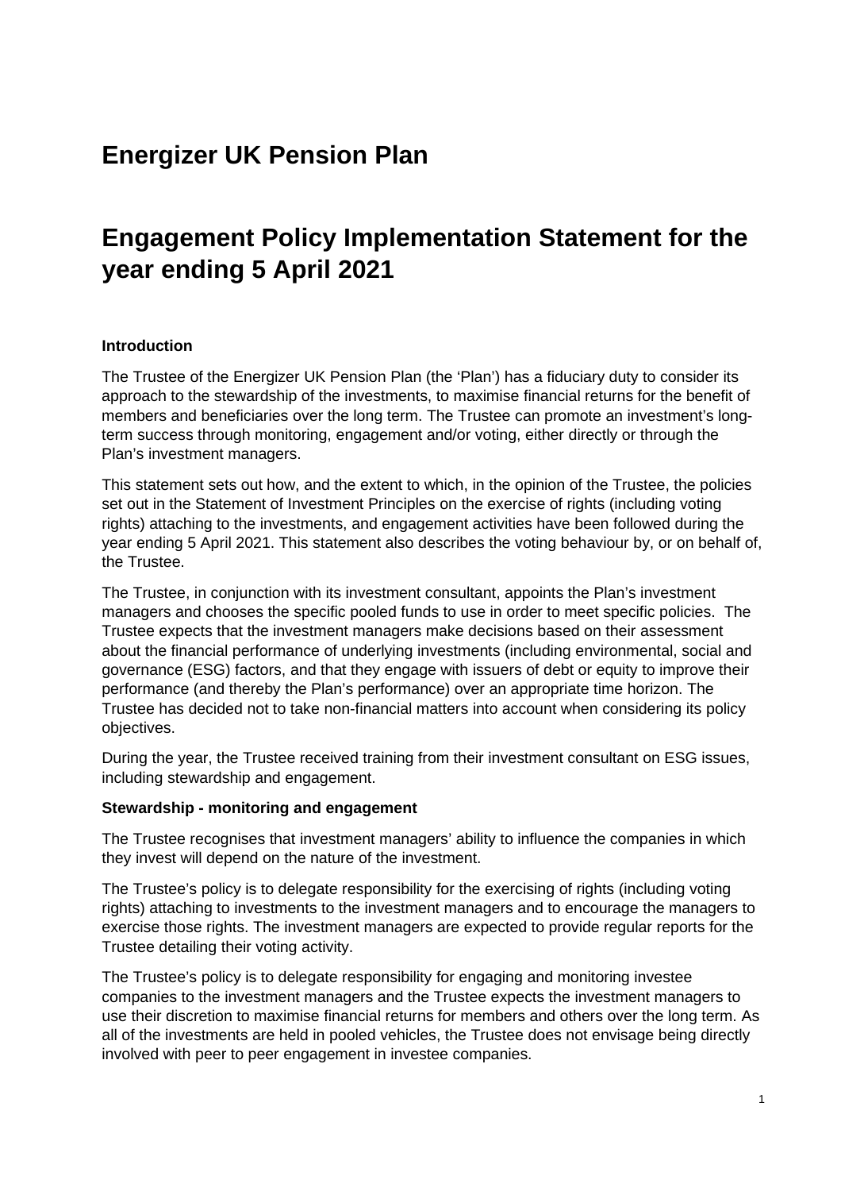# Energizer UK Pension Plan

# Engagement Policy Implementation Statement for the year ending 5 April 2021

**Introduction**

The Trustee of the Energizer UK Pension Plan (the 'Plan') has a fiduciary duty to consider its approach to the stewardship of the investments, to maximise financial returns for the benefit of members and beneficiaries over the long term. The Trustee can promote an investment's long-term success through monitoring, engagement and/or voting, either directly or through the Plan's investment managers.

This statement sets out how, and the extent to which, in the opinion of the Trustee, the policies set out in the Statement of Investment Principles on the exercise of rights (including voting rights) attaching to the investments, and engagement activities have been followed during the year ending 5 April 2021. This statement also describes the voting behaviour by, or on behalf of, the Trustee.

The Trustee, in conjunction with its investment consultant, appoints the Plan's investment managers and chooses the specific pooled funds to use in order to meet specific policies. The Trustee expects that the investment managers make decisions based on their assessment about the financial performance of underlying investments (including environmental, social and governance (ESG) factors, and that they engage with issuers of debt or equity to improve their performance (and thereby the Plan's performance) over an appropriate time horizon. The Trustee has decided not to take non-financial matters into account when considering its policy objectives.

During the year, the Trustee received training from their investment consultant on ESG issues, including stewardship and engagement.

**Stewardship - monitoring and engagement**

The Trustee recognises that investment managers' ability to influence the companies in which they invest will depend on the nature of the investment.

The Trustee's policy is to delegate responsibility for the exercising of rights (including voting rights) attaching to investments to the investment managers and to encourage the managers to exercise those rights. The investment managers are expected to provide regular reports for the Trustee detailing their voting activity.

The Trustee's policy is to delegate responsibility for engaging and monitoring investee companies to the investment managers and the Trustee expects the investment managers to use their discretion to maximise financial returns for members and others over the long term. As all of the investments are held in pooled vehicles, the Trustee does not envisage being directly involved with peer to peer engagement in investee companies.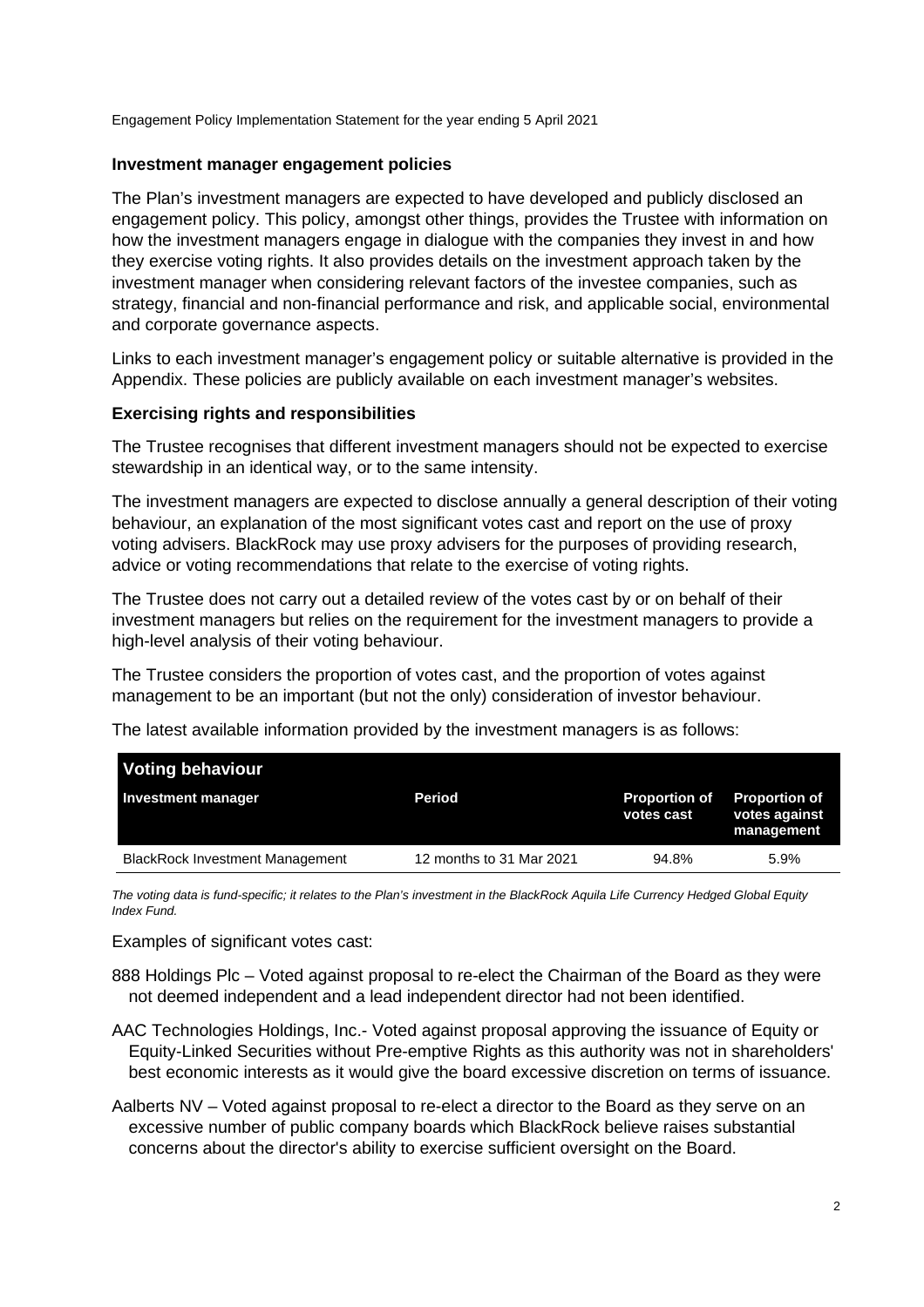## Investment manager engagement policies

The Plan's investment managers are expected to have developed and publicly disclosed an engagement policy. This policy, amongst other things, provides the Trustee with information on how the investment managers engage in dialogue with the companies they invest in and how they exercise voting rights. It also provides details on the investment approach taken by the investment manager when considering relevant factors of the investee companies, such as strategy, financial and non-financial performance and risk, and applicable social, environmental and corporate governance aspects.

Links to each investment manager's engagement policy or suitable alternative is provided in the Appendix. These policies are publicly available on each investment manager's websites.

## Exercising rights and responsibilities

The Trustee recognises that different investment managers should not be expected to exercise stewardship in an identical way, or to the same intensity.

The investment managers are expected to disclose annually a general description of their voting behaviour, an explanation of the most significant votes cast and report on the use of proxy voting advisers. BlackRock may use proxy advisers for the purposes of providing research, advice or voting recommendations that relate to the exercise of voting rights.

The Trustee does not carry out a detailed review of the votes cast by or on behalf of their investment managers but relies on the requirement for the investment managers to provide a high-level analysis of their voting behaviour.

The Trustee considers the proportion of votes cast, and the proportion of votes against management to be an important (but not the only) consideration of investor behaviour.

The latest available information provided by the investment managers is as follows:

| Voting behaviour | | | |
|---|---|---|---|
| **Investment manager** | **Period** | **Proportion of votes cast** | **Proportion of votes against management** |
| BlackRock Investment Management | 12 months to 31 Mar 2021 | 94.8% | 5.9% |

*The voting data is fund-specific; it relates to the Plan's investment in the BlackRock Aquila Life Currency Hedged Global Equity Index Fund.*

Examples of significant votes cast:

888 Holdings Plc – Voted against proposal to re-elect the Chairman of the Board as they were not deemed independent and a lead independent director had not been identified.

AAC Technologies Holdings, Inc.- Voted against proposal approving the issuance of Equity or Equity-Linked Securities without Pre-emptive Rights as this authority was not in shareholders' best economic interests as it would give the board excessive discretion on terms of issuance.

Aalberts NV – Voted against proposal to re-elect a director to the Board as they serve on an excessive number of public company boards which BlackRock believe raises substantial concerns about the director's ability to exercise sufficient oversight on the Board.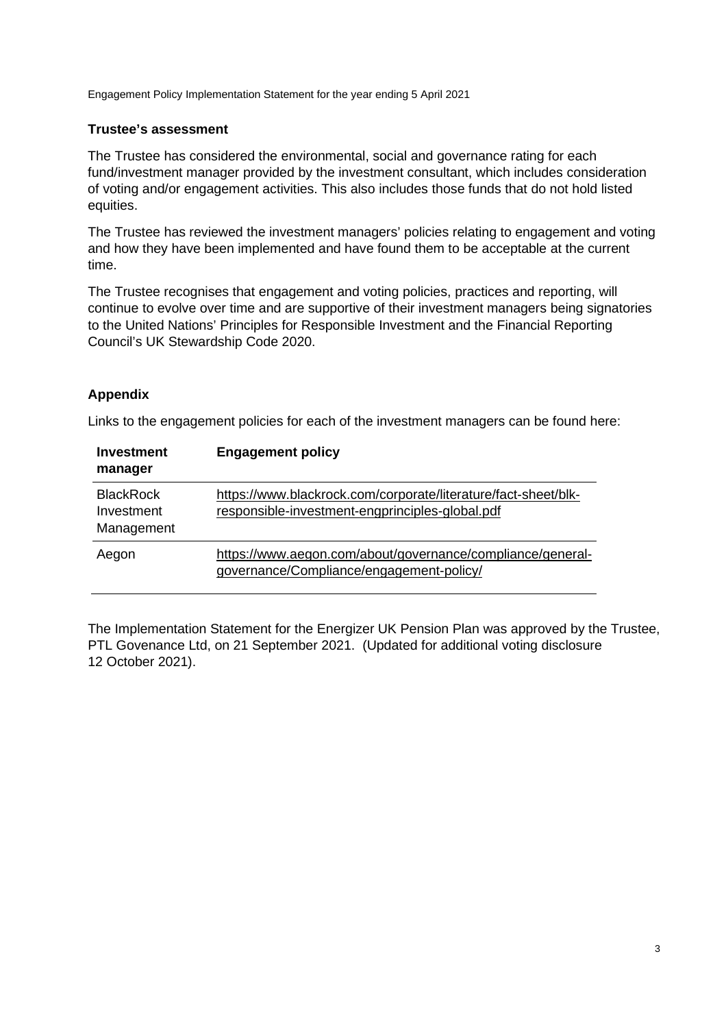**Trustee's assessment**

The Trustee has considered the environmental, social and governance rating for each fund/investment manager provided by the investment consultant, which includes consideration of voting and/or engagement activities. This also includes those funds that do not hold listed equities.

The Trustee has reviewed the investment managers' policies relating to engagement and voting and how they have been implemented and have found them to be acceptable at the current time.

The Trustee recognises that engagement and voting policies, practices and reporting, will continue to evolve over time and are supportive of their investment managers being signatories to the United Nations' Principles for Responsible Investment and the Financial Reporting Council's UK Stewardship Code 2020.

**Appendix**

Links to the engagement policies for each of the investment managers can be found here:

| Investment manager | Engagement policy |
| --- | --- |
| BlackRock Investment Management | https://www.blackrock.com/corporate/literature/fact-sheet/blk-responsible-investment-engprinciples-global.pdf |
| Aegon | https://www.aegon.com/about/governance/compliance/general-governance/Compliance/engagement-policy/ |

The Implementation Statement for the Energizer UK Pension Plan was approved by the Trustee, PTL Govenance Ltd, on 21 September 2021. (Updated for additional voting disclosure 12 October 2021).